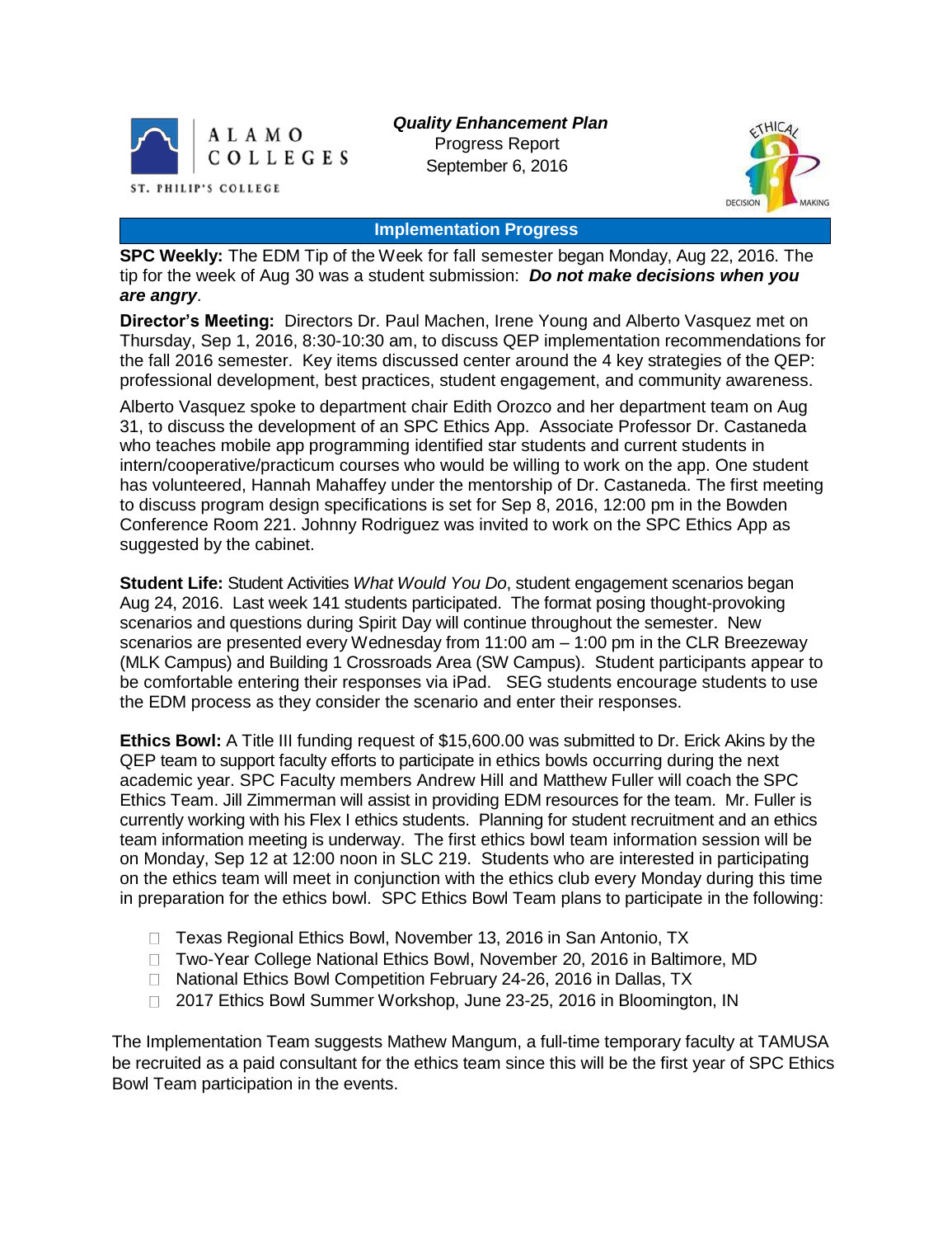ALAMO COLLEGES
ST. PHILIP'S COLLEGE

***Quality Enhancement Plan***
Progress Report
September 6, 2016

## Implementation Progress

**SPC Weekly:** The EDM Tip of the Week for fall semester began Monday, Aug 22, 2016. The tip for the week of Aug 30 was a student submission: ***Do not make decisions when you are angry***.

**Director's Meeting:** Directors Dr. Paul Machen, Irene Young and Alberto Vasquez met on Thursday, Sep 1, 2016, 8:30-10:30 am, to discuss QEP implementation recommendations for the fall 2016 semester. Key items discussed center around the 4 key strategies of the QEP: professional development, best practices, student engagement, and community awareness.

Alberto Vasquez spoke to department chair Edith Orozco and her department team on Aug 31, to discuss the development of an SPC Ethics App. Associate Professor Dr. Castaneda who teaches mobile app programming identified star students and current students in intern/cooperative/practicum courses who would be willing to work on the app. One student has volunteered, Hannah Mahaffey under the mentorship of Dr. Castaneda. The first meeting to discuss program design specifications is set for Sep 8, 2016, 12:00 pm in the Bowden Conference Room 221. Johnny Rodriguez was invited to work on the SPC Ethics App as suggested by the cabinet.

**Student Life:** Student Activities *What Would You Do*, student engagement scenarios began Aug 24, 2016. Last week 141 students participated. The format posing thought-provoking scenarios and questions during Spirit Day will continue throughout the semester. New scenarios are presented every Wednesday from 11:00 am – 1:00 pm in the CLR Breezeway (MLK Campus) and Building 1 Crossroads Area (SW Campus). Student participants appear to be comfortable entering their responses via iPad. SEG students encourage students to use the EDM process as they consider the scenario and enter their responses.

**Ethics Bowl:** A Title III funding request of $15,600.00 was submitted to Dr. Erick Akins by the QEP team to support faculty efforts to participate in ethics bowls occurring during the next academic year. SPC Faculty members Andrew Hill and Matthew Fuller will coach the SPC Ethics Team. Jill Zimmerman will assist in providing EDM resources for the team. Mr. Fuller is currently working with his Flex I ethics students. Planning for student recruitment and an ethics team information meeting is underway. The first ethics bowl team information session will be on Monday, Sep 12 at 12:00 noon in SLC 219. Students who are interested in participating on the ethics team will meet in conjunction with the ethics club every Monday during this time in preparation for the ethics bowl. SPC Ethics Bowl Team plans to participate in the following:

- Texas Regional Ethics Bowl, November 13, 2016 in San Antonio, TX
- Two-Year College National Ethics Bowl, November 20, 2016 in Baltimore, MD
- National Ethics Bowl Competition February 24-26, 2016 in Dallas, TX
- 2017 Ethics Bowl Summer Workshop, June 23-25, 2016 in Bloomington, IN

The Implementation Team suggests Mathew Mangum, a full-time temporary faculty at TAMUSA be recruited as a paid consultant for the ethics team since this will be the first year of SPC Ethics Bowl Team participation in the events.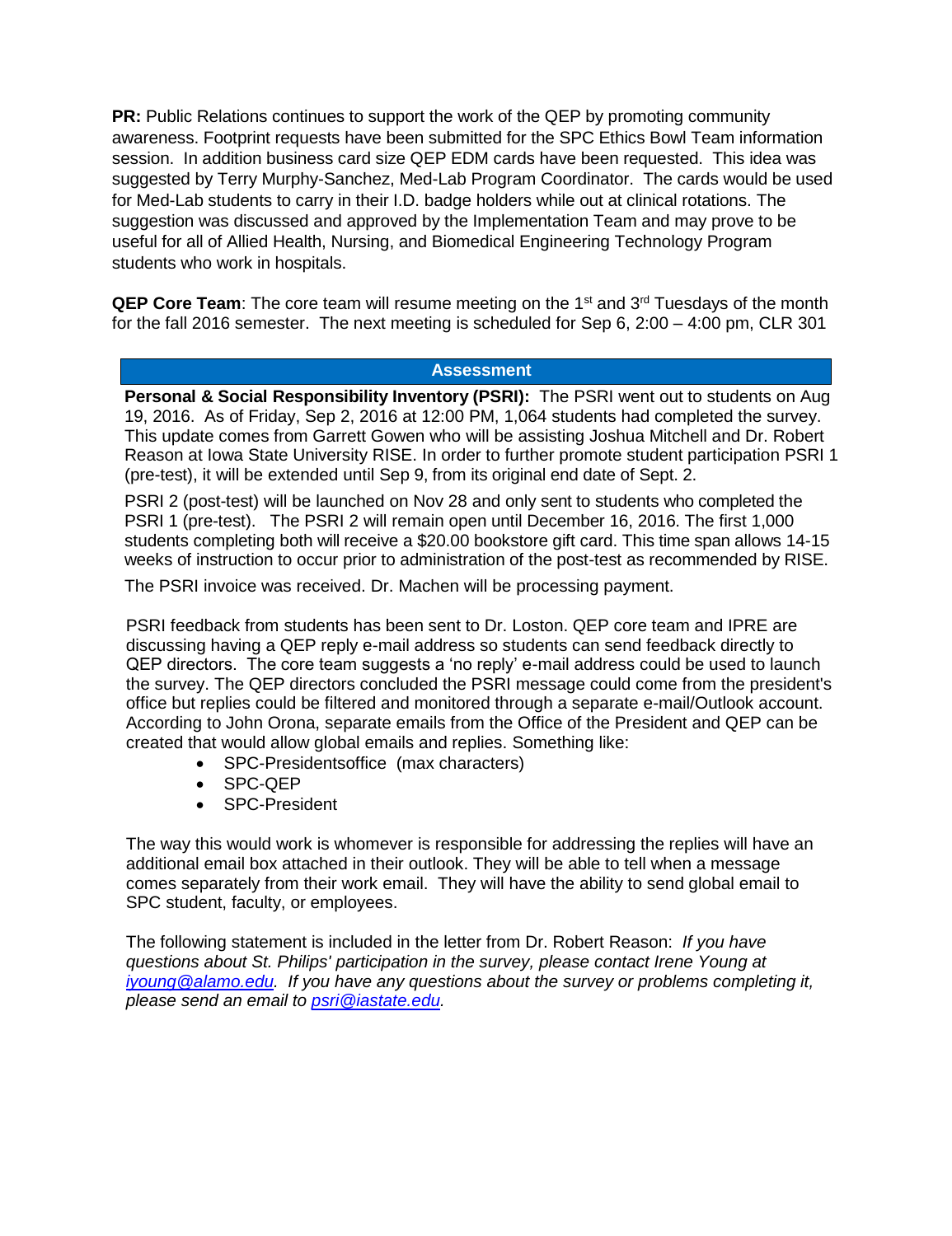**PR:** Public Relations continues to support the work of the QEP by promoting community awareness. Footprint requests have been submitted for the SPC Ethics Bowl Team information session. In addition business card size QEP EDM cards have been requested. This idea was suggested by Terry Murphy-Sanchez, Med-Lab Program Coordinator. The cards would be used for Med-Lab students to carry in their I.D. badge holders while out at clinical rotations. The suggestion was discussed and approved by the Implementation Team and may prove to be useful for all of Allied Health, Nursing, and Biomedical Engineering Technology Program students who work in hospitals.

**QEP Core Team**: The core team will resume meeting on the 1st and 3rd Tuesdays of the month for the fall 2016 semester. The next meeting is scheduled for Sep 6, 2:00 – 4:00 pm, CLR 301

## Assessment

**Personal & Social Responsibility Inventory (PSRI):** The PSRI went out to students on Aug 19, 2016. As of Friday, Sep 2, 2016 at 12:00 PM, 1,064 students had completed the survey. This update comes from Garrett Gowen who will be assisting Joshua Mitchell and Dr. Robert Reason at Iowa State University RISE. In order to further promote student participation PSRI 1 (pre-test), it will be extended until Sep 9, from its original end date of Sept. 2.

PSRI 2 (post-test) will be launched on Nov 28 and only sent to students who completed the PSRI 1 (pre-test). The PSRI 2 will remain open until December 16, 2016. The first 1,000 students completing both will receive a $20.00 bookstore gift card. This time span allows 14-15 weeks of instruction to occur prior to administration of the post-test as recommended by RISE.

The PSRI invoice was received. Dr. Machen will be processing payment.

PSRI feedback from students has been sent to Dr. Loston. QEP core team and IPRE are discussing having a QEP reply e-mail address so students can send feedback directly to QEP directors. The core team suggests a 'no reply' e-mail address could be used to launch the survey. The QEP directors concluded the PSRI message could come from the president's office but replies could be filtered and monitored through a separate e-mail/Outlook account. According to John Orona, separate emails from the Office of the President and QEP can be created that would allow global emails and replies. Something like:

- SPC-Presidentsoffice (max characters)
- SPC-QEP
- SPC-President

The way this would work is whomever is responsible for addressing the replies will have an additional email box attached in their outlook. They will be able to tell when a message comes separately from their work email. They will have the ability to send global email to SPC student, faculty, or employees.

The following statement is included in the letter from Dr. Robert Reason: *If you have questions about St. Philips' participation in the survey, please contact Irene Young at iyoung@alamo.edu. If you have any questions about the survey or problems completing it, please send an email to psri@iastate.edu.*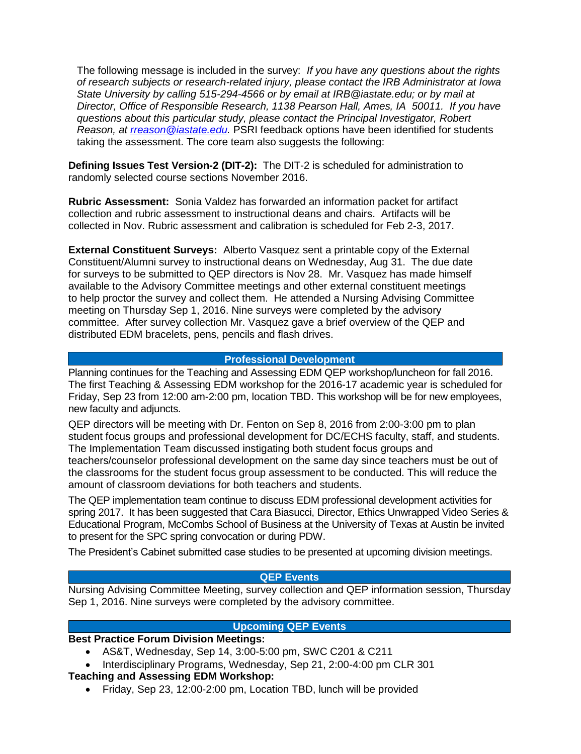The following message is included in the survey: *If you have any questions about the rights of research subjects or research-related injury, please contact the IRB Administrator at Iowa State University by calling 515-294-4566 or by email at IRB@iastate.edu; or by mail at Director, Office of Responsible Research, 1138 Pearson Hall, Ames, IA 50011. If you have questions about this particular study, please contact the Principal Investigator, Robert Reason, at [rreason@iastate.edu](mailto:rreason@iastate.edu).* PSRI feedback options have been identified for students taking the assessment. The core team also suggests the following:

**Defining Issues Test Version-2 (DIT-2):** The DIT-2 is scheduled for administration to randomly selected course sections November 2016.

**Rubric Assessment:** Sonia Valdez has forwarded an information packet for artifact collection and rubric assessment to instructional deans and chairs. Artifacts will be collected in Nov. Rubric assessment and calibration is scheduled for Feb 2-3, 2017.

**External Constituent Surveys:** Alberto Vasquez sent a printable copy of the External Constituent/Alumni survey to instructional deans on Wednesday, Aug 31. The due date for surveys to be submitted to QEP directors is Nov 28. Mr. Vasquez has made himself available to the Advisory Committee meetings and other external constituent meetings to help proctor the survey and collect them. He attended a Nursing Advising Committee meeting on Thursday Sep 1, 2016. Nine surveys were completed by the advisory committee. After survey collection Mr. Vasquez gave a brief overview of the QEP and distributed EDM bracelets, pens, pencils and flash drives.

## Professional Development

Planning continues for the Teaching and Assessing EDM QEP workshop/luncheon for fall 2016. The first Teaching & Assessing EDM workshop for the 2016-17 academic year is scheduled for Friday, Sep 23 from 12:00 am-2:00 pm, location TBD. This workshop will be for new employees, new faculty and adjuncts.

QEP directors will be meeting with Dr. Fenton on Sep 8, 2016 from 2:00-3:00 pm to plan student focus groups and professional development for DC/ECHS faculty, staff, and students. The Implementation Team discussed instigating both student focus groups and teachers/counselor professional development on the same day since teachers must be out of the classrooms for the student focus group assessment to be conducted. This will reduce the amount of classroom deviations for both teachers and students.

The QEP implementation team continue to discuss EDM professional development activities for spring 2017. It has been suggested that Cara Biasucci, Director, Ethics Unwrapped Video Series & Educational Program, McCombs School of Business at the University of Texas at Austin be invited to present for the SPC spring convocation or during PDW.

The President's Cabinet submitted case studies to be presented at upcoming division meetings.

## QEP Events

Nursing Advising Committee Meeting, survey collection and QEP information session, Thursday Sep 1, 2016. Nine surveys were completed by the advisory committee.

## Upcoming QEP Events

**Best Practice Forum Division Meetings:**

- AS&T, Wednesday, Sep 14, 3:00-5:00 pm, SWC C201 & C211
- Interdisciplinary Programs, Wednesday, Sep 21, 2:00-4:00 pm CLR 301

**Teaching and Assessing EDM Workshop:**

- Friday, Sep 23, 12:00-2:00 pm, Location TBD, lunch will be provided